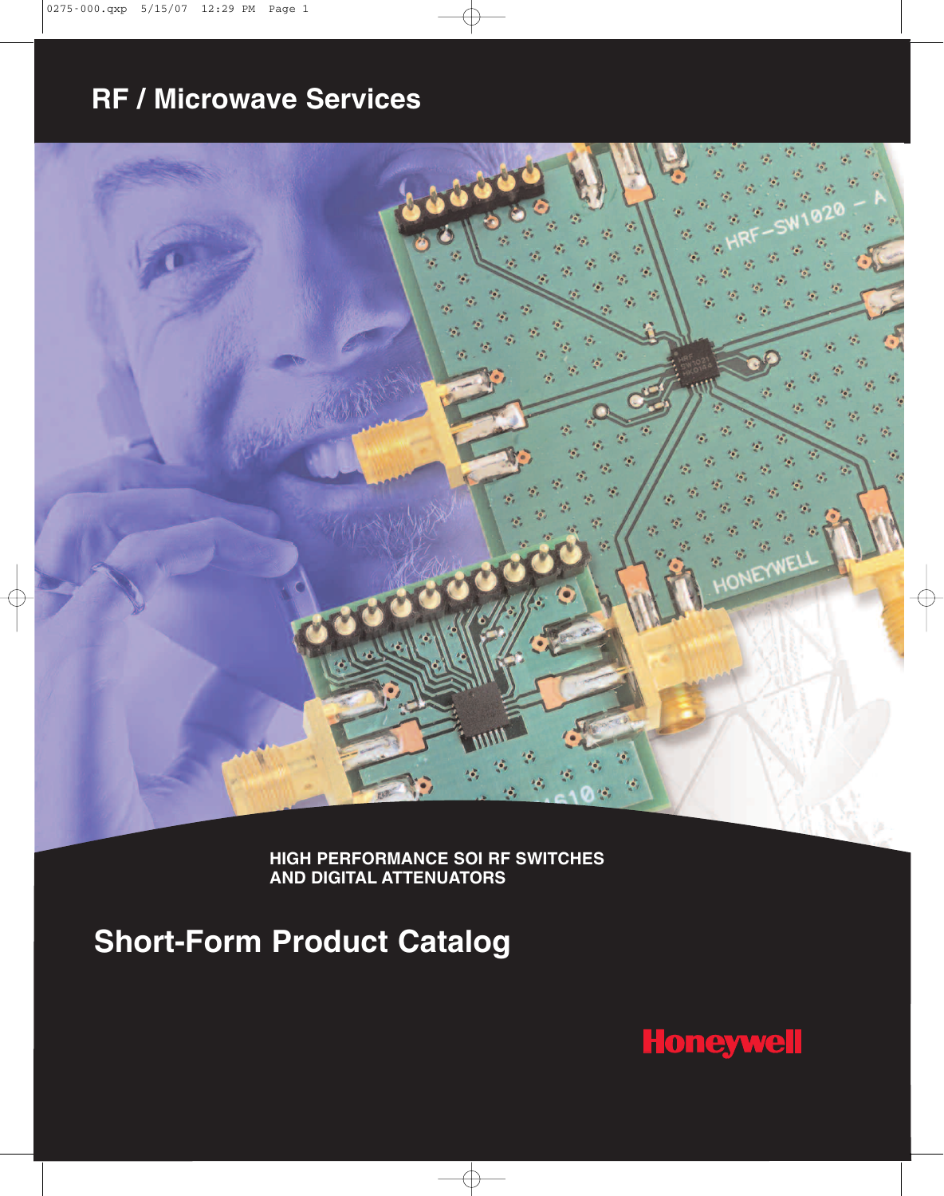# RF / Microwave Services

**HIGH PERFORMANCE SOI RF SWITCHES AND DIGITAL ATTENUATORS**

## Short-Form Product Catalog

Honeywell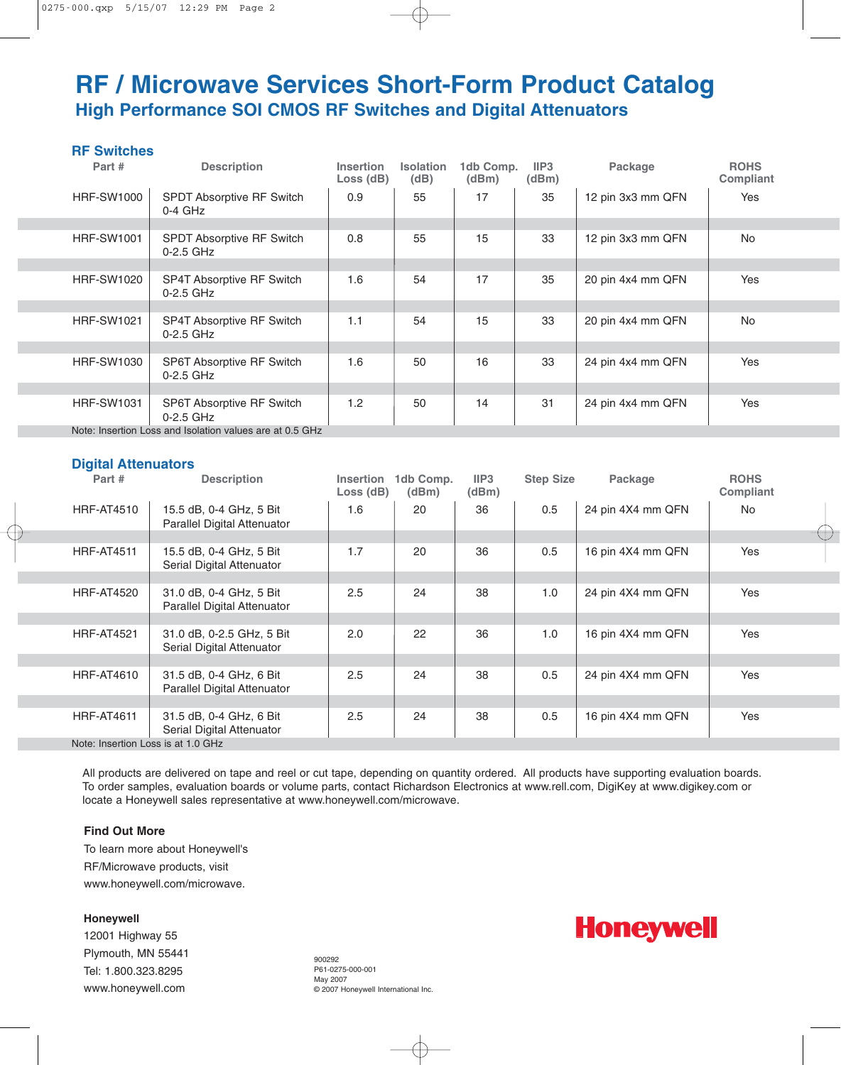# RF / Microwave Services Short-Form Product Catalog

## High Performance SOI CMOS RF Switches and Digital Attenuators

### RF Switches

| Part # | Description | Insertion Loss (dB) | Isolation (dB) | 1db Comp. (dBm) | IIP3 (dBm) | Package | ROHS Compliant |
|---|---|---|---|---|---|---|---|
| HRF-SW1000 | SPDT Absorptive RF Switch 0-4 GHz | 0.9 | 55 | 17 | 35 | 12 pin 3x3 mm QFN | Yes |
| HRF-SW1001 | SPDT Absorptive RF Switch 0-2.5 GHz | 0.8 | 55 | 15 | 33 | 12 pin 3x3 mm QFN | No |
| HRF-SW1020 | SP4T Absorptive RF Switch 0-2.5 GHz | 1.6 | 54 | 17 | 35 | 20 pin 4x4 mm QFN | Yes |
| HRF-SW1021 | SP4T Absorptive RF Switch 0-2.5 GHz | 1.1 | 54 | 15 | 33 | 20 pin 4x4 mm QFN | No |
| HRF-SW1030 | SP6T Absorptive RF Switch 0-2.5 GHz | 1.6 | 50 | 16 | 33 | 24 pin 4x4 mm QFN | Yes |
| HRF-SW1031 | SP6T Absorptive RF Switch 0-2.5 GHz | 1.2 | 50 | 14 | 31 | 24 pin 4x4 mm QFN | Yes |

Note: Insertion Loss and Isolation values are at 0.5 GHz

### Digital Attenuators

| Part # | Description | Insertion Loss (dB) | 1db Comp. (dBm) | IIP3 (dBm) | Step Size | Package | ROHS Compliant |
|---|---|---|---|---|---|---|---|
| HRF-AT4510 | 15.5 dB, 0-4 GHz, 5 Bit Parallel Digital Attenuator | 1.6 | 20 | 36 | 0.5 | 24 pin 4X4 mm QFN | No |
| HRF-AT4511 | 15.5 dB, 0-4 GHz, 5 Bit Serial Digital Attenuator | 1.7 | 20 | 36 | 0.5 | 16 pin 4X4 mm QFN | Yes |
| HRF-AT4520 | 31.0 dB, 0-4 GHz, 5 Bit Parallel Digital Attenuator | 2.5 | 24 | 38 | 1.0 | 24 pin 4X4 mm QFN | Yes |
| HRF-AT4521 | 31.0 dB, 0-2.5 GHz, 5 Bit Serial Digital Attenuator | 2.0 | 22 | 36 | 1.0 | 16 pin 4X4 mm QFN | Yes |
| HRF-AT4610 | 31.5 dB, 0-4 GHz, 6 Bit Parallel Digital Attenuator | 2.5 | 24 | 38 | 0.5 | 24 pin 4X4 mm QFN | Yes |
| HRF-AT4611 | 31.5 dB, 0-4 GHz, 6 Bit Serial Digital Attenuator | 2.5 | 24 | 38 | 0.5 | 16 pin 4X4 mm QFN | Yes |

Note: Insertion Loss is at 1.0 GHz

All products are delivered on tape and reel or cut tape, depending on quantity ordered. All products have supporting evaluation boards. To order samples, evaluation boards or volume parts, contact Richardson Electronics at www.rell.com, DigiKey at www.digikey.com or locate a Honeywell sales representative at www.honeywell.com/microwave.

**Find Out More**

To learn more about Honeywell's RF/Microwave products, visit www.honeywell.com/microwave.

**Honeywell**
12001 Highway 55
Plymouth, MN 55441
Tel: 1.800.323.8295
www.honeywell.com

900292
P61-0275-000-001
May 2007
© 2007 Honeywell International Inc.

**Honeywell**